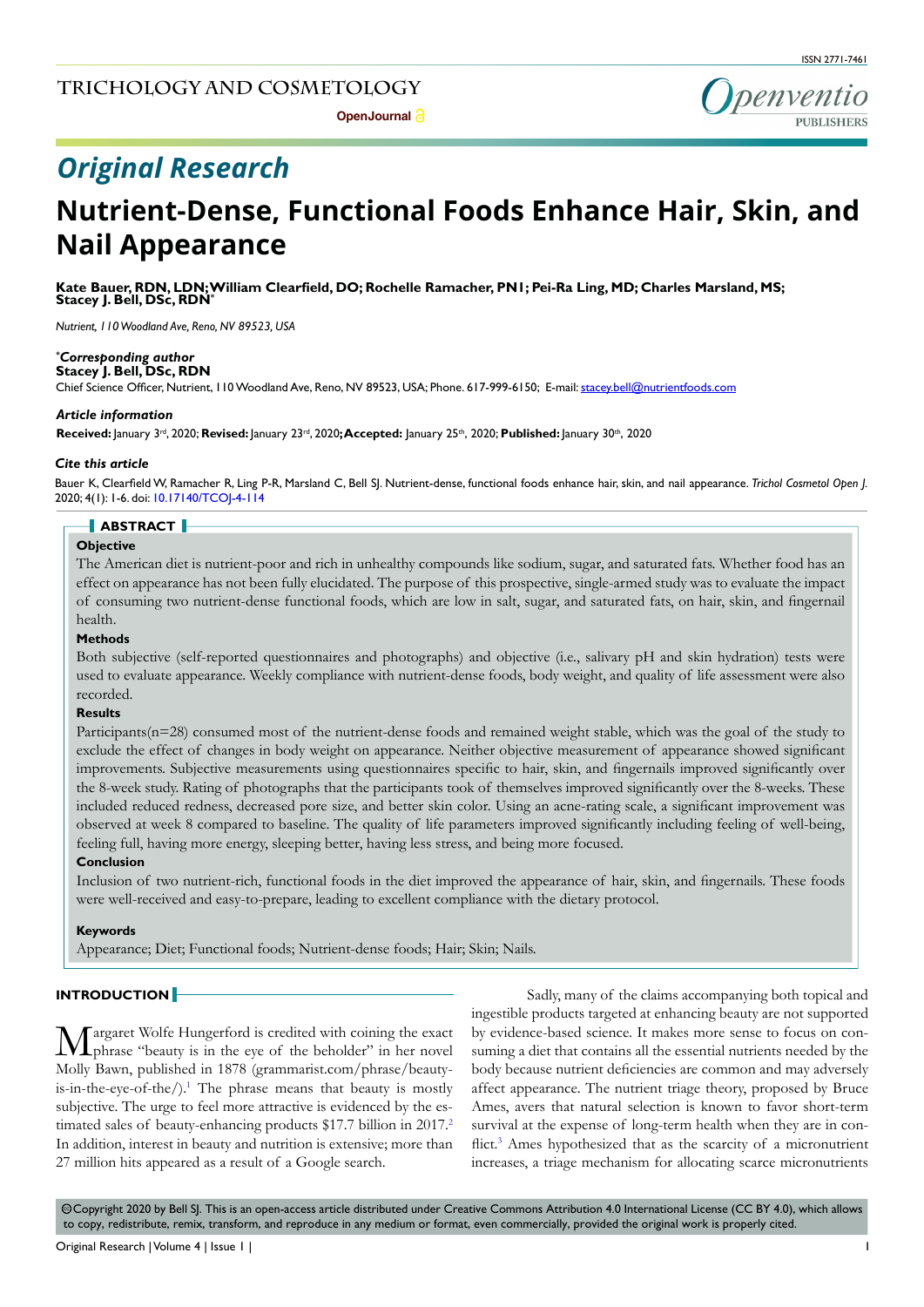ISSN 2771-7461

TRICHOLOGY AND COSMETOLOGY

OpenJournal

Openventio PUBLISHERS

*Original Research*

# Nutrient-Dense, Functional Foods Enhance Hair, Skin, and Nail Appearance

**Kate Bauer, RDN, LDN; William Clearfield, DO; Rochelle Ramacher, PN1; Pei-Ra Ling, MD; Charles Marsland, MS; Stacey J. Bell, DSc, RDN***

*Nutrient, 110 Woodland Ave, Reno, NV 89523, USA*

***Corresponding author***
**Stacey J. Bell, DSc, RDN**
Chief Science Officer, Nutrient, 110 Woodland Ave, Reno, NV 89523, USA; Phone. 617-999-6150; E-mail: stacey.bell@nutrientfoods.com

***Article information***
**Received:** January 3rd, 2020; **Revised:** January 23rd, 2020; **Accepted:** January 25th, 2020; **Published:** January 30th, 2020

***Cite this article***
Bauer K, Clearfield W, Ramacher R, Ling P-R, Marsland C, Bell SJ. Nutrient-dense, functional foods enhance hair, skin, and nail appearance. *Trichol Cosmetol Open J.* 2020; 4(1): 1-6. doi: 10.17140/TCOJ-4-114

## ABSTRACT

### Objective

The American diet is nutrient-poor and rich in unhealthy compounds like sodium, sugar, and saturated fats. Whether food has an effect on appearance has not been fully elucidated. The purpose of this prospective, single-armed study was to evaluate the impact of consuming two nutrient-dense functional foods, which are low in salt, sugar, and saturated fats, on hair, skin, and fingernail health.

### Methods

Both subjective (self-reported questionnaires and photographs) and objective (i.e., salivary pH and skin hydration) tests were used to evaluate appearance. Weekly compliance with nutrient-dense foods, body weight, and quality of life assessment were also recorded.

### Results

Participants(n=28) consumed most of the nutrient-dense foods and remained weight stable, which was the goal of the study to exclude the effect of changes in body weight on appearance. Neither objective measurement of appearance showed significant improvements. Subjective measurements using questionnaires specific to hair, skin, and fingernails improved significantly over the 8-week study. Rating of photographs that the participants took of themselves improved significantly over the 8-weeks. These included reduced redness, decreased pore size, and better skin color. Using an acne-rating scale, a significant improvement was observed at week 8 compared to baseline. The quality of life parameters improved significantly including feeling of well-being, feeling full, having more energy, sleeping better, having less stress, and being more focused.

### Conclusion

Inclusion of two nutrient-rich, functional foods in the diet improved the appearance of hair, skin, and fingernails. These foods were well-received and easy-to-prepare, leading to excellent compliance with the dietary protocol.

### Keywords

Appearance; Diet; Functional foods; Nutrient-dense foods; Hair; Skin; Nails.

## INTRODUCTION

Margaret Wolfe Hungerford is credited with coining the exact phrase "beauty is in the eye of the beholder" in her novel Molly Bawn, published in 1878 (grammarist.com/phrase/beauty-is-in-the-eye-of-the/).[1] The phrase means that beauty is mostly subjective. The urge to feel more attractive is evidenced by the estimated sales of beauty-enhancing products $17.7 billion in 2017.[2] In addition, interest in beauty and nutrition is extensive; more than 27 million hits appeared as a result of a Google search.

Sadly, many of the claims accompanying both topical and ingestible products targeted at enhancing beauty are not supported by evidence-based science. It makes more sense to focus on consuming a diet that contains all the essential nutrients needed by the body because nutrient deficiencies are common and may adversely affect appearance. The nutrient triage theory, proposed by Bruce Ames, avers that natural selection is known to favor short-term survival at the expense of long-term health when they are in conflict.[3] Ames hypothesized that as the scarcity of a micronutrient increases, a triage mechanism for allocating scarce micronutrients

©Copyright 2020 by Bell SJ. This is an open-access article distributed under Creative Commons Attribution 4.0 International License (CC BY 4.0), which allows to copy, redistribute, remix, transform, and reproduce in any medium or format, even commercially, provided the original work is properly cited.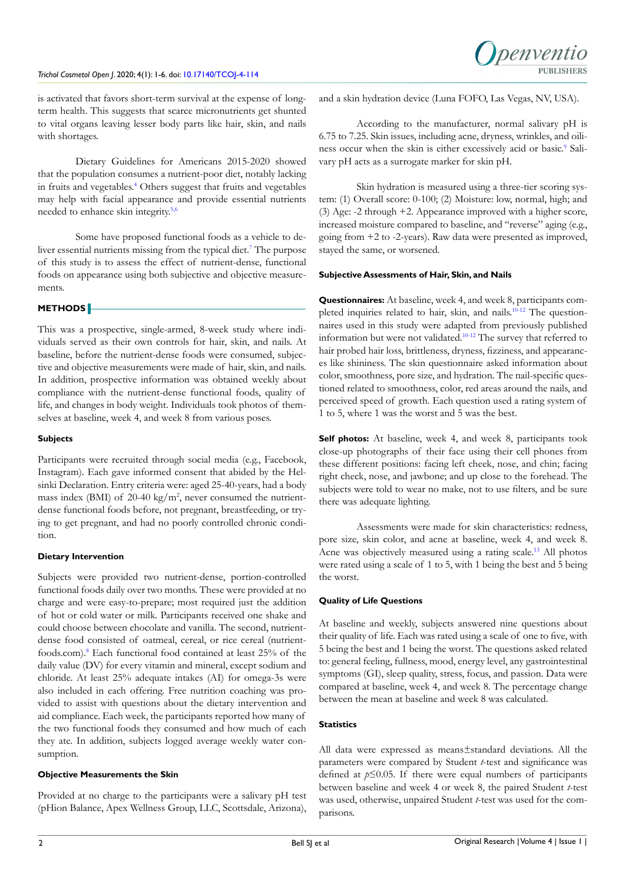is activated that favors short-term survival at the expense of long-term health. This suggests that scarce micronutrients get shunted to vital organs leaving lesser body parts like hair, skin, and nails with shortages.

Dietary Guidelines for Americans 2015-2020 showed that the population consumes a nutrient-poor diet, notably lacking in fruits and vegetables.[4] Others suggest that fruits and vegetables may help with facial appearance and provide essential nutrients needed to enhance skin integrity.[5,6]

Some have proposed functional foods as a vehicle to deliver essential nutrients missing from the typical diet.[7] The purpose of this study is to assess the effect of nutrient-dense, functional foods on appearance using both subjective and objective measurements.

## METHODS

This was a prospective, single-armed, 8-week study where individuals served as their own controls for hair, skin, and nails. At baseline, before the nutrient-dense foods were consumed, subjective and objective measurements were made of hair, skin, and nails. In addition, prospective information was obtained weekly about compliance with the nutrient-dense functional foods, quality of life, and changes in body weight. Individuals took photos of themselves at baseline, week 4, and week 8 from various poses.

### Subjects

Participants were recruited through social media (e.g., Facebook, Instagram). Each gave informed consent that abided by the Helsinki Declaration. Entry criteria were: aged 25-40-years, had a body mass index (BMI) of 20-40 kg/m$^2$, never consumed the nutrient-dense functional foods before, not pregnant, breastfeeding, or trying to get pregnant, and had no poorly controlled chronic condition.

### Dietary Intervention

Subjects were provided two nutrient-dense, portion-controlled functional foods daily over two months. These were provided at no charge and were easy-to-prepare; most required just the addition of hot or cold water or milk. Participants received one shake and could choose between chocolate and vanilla. The second, nutrient-dense food consisted of oatmeal, cereal, or rice cereal (nutrientfoods.com).[8] Each functional food contained at least 25% of the daily value (DV) for every vitamin and mineral, except sodium and chloride. At least 25% adequate intakes (AI) for omega-3s were also included in each offering. Free nutrition coaching was provided to assist with questions about the dietary intervention and aid compliance. Each week, the participants reported how many of the two functional foods they consumed and how much of each they ate. In addition, subjects logged average weekly water consumption.

### Objective Measurements the Skin

Provided at no charge to the participants were a salivary pH test (pHion Balance, Apex Wellness Group, LLC, Scottsdale, Arizona), and a skin hydration device (Luna FOFO, Las Vegas, NV, USA).

According to the manufacturer, normal salivary pH is 6.75 to 7.25. Skin issues, including acne, dryness, wrinkles, and oiliness occur when the skin is either excessively acid or basic.[9] Salivary pH acts as a surrogate marker for skin pH.

Skin hydration is measured using a three-tier scoring system: (1) Overall score: 0-100; (2) Moisture: low, normal, high; and (3) Age: -2 through +2. Appearance improved with a higher score, increased moisture compared to baseline, and "reverse" aging (e.g., going from +2 to -2-years). Raw data were presented as improved, stayed the same, or worsened.

### Subjective Assessments of Hair, Skin, and Nails

**Questionnaires:** At baseline, week 4, and week 8, participants completed inquiries related to hair, skin, and nails.[10-12] The questionnaires used in this study were adapted from previously published information but were not validated.[10-12] The survey that referred to hair probed hair loss, brittleness, dryness, fizziness, and appearances like shininess. The skin questionnaire asked information about color, smoothness, pore size, and hydration. The nail-specific questioned related to smoothness, color, red areas around the nails, and perceived speed of growth. Each question used a rating system of 1 to 5, where 1 was the worst and 5 was the best.

**Self photos:** At baseline, week 4, and week 8, participants took close-up photographs of their face using their cell phones from these different positions: facing left check, nose, and chin; facing right check, nose, and jawbone; and up close to the forehead. The subjects were told to wear no make, not to use filters, and be sure there was adequate lighting.

Assessments were made for skin characteristics: redness, pore size, skin color, and acne at baseline, week 4, and week 8. Acne was objectively measured using a rating scale.[13] All photos were rated using a scale of 1 to 5, with 1 being the best and 5 being the worst.

### Quality of Life Questions

At baseline and weekly, subjects answered nine questions about their quality of life. Each was rated using a scale of one to five, with 5 being the best and 1 being the worst. The questions asked related to: general feeling, fullness, mood, energy level, any gastrointestinal symptoms (GI), sleep quality, stress, focus, and passion. Data were compared at baseline, week 4, and week 8. The percentage change between the mean at baseline and week 8 was calculated.

### Statistics

All data were expressed as means±standard deviations. All the parameters were compared by Student *t*-test and significance was defined at $p \leq 0.05$. If there were equal numbers of participants between baseline and week 4 or week 8, the paired Student *t*-test was used, otherwise, unpaired Student *t*-test was used for the comparisons.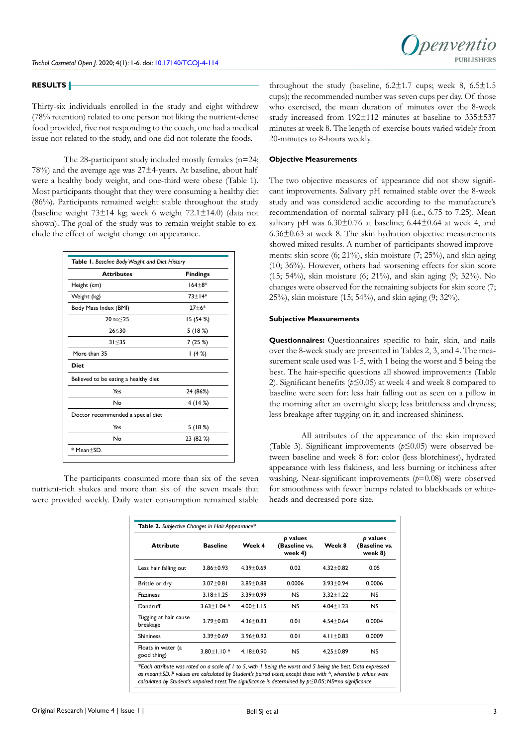## RESULTS

Thirty-six individuals enrolled in the study and eight withdrew (78% retention) related to one person not liking the nutrient-dense food provided, five not responding to the coach, one had a medical issue not related to the study, and one did not tolerate the foods.

The 28-participant study included mostly females (n=24; 78%) and the average age was 27±4-years. At baseline, about half were a healthy body weight, and one-third were obese (Table 1). Most participants thought that they were consuming a healthy diet (86%). Participants remained weight stable throughout the study (baseline weight 73±14 kg; week 6 weight 72.1±14.0) (data not shown). The goal of the study was to remain weight stable to exclude the effect of weight change on appearance.

**Table 1.** *Baseline Body Weight and Diet History*

| Attributes | Findings |
|---|---|
| Height (cm) | 164±8* |
| Weight (kg) | 73±14* |
| Body Mass Index (BMI) | 27±6* |
| 20 to≤25 | 15 (54 %) |
| 26≤30 | 5 (18 %) |
| 31≤35 | 7 (25 %) |
| More than 35 | 1 (4 %) |
| **Diet** | |
| Believed to be eating a healthy diet | |
| Yes | 24 (86%) |
| No | 4 (14 %) |
| Doctor recommended a special diet | |
| Yes | 5 (18 %) |
| No | 23 (82 %) |

\* Mean±SD.

The participants consumed more than six of the seven nutrient-rich shakes and more than six of the seven meals that were provided weekly. Daily water consumption remained stable throughout the study (baseline, 6.2±1.7 cups; week 8, 6.5±1.5 cups); the recommended number was seven cups per day. Of those who exercised, the mean duration of minutes over the 8-week study increased from 192±112 minutes at baseline to 335±537 minutes at week 8. The length of exercise bouts varied widely from 20-minutes to 8-hours weekly.

### Objective Measurements

The two objective measures of appearance did not show significant improvements. Salivary pH remained stable over the 8-week study and was considered acidic according to the manufacture's recommendation of normal salivary pH (i.e., 6.75 to 7.25). Mean salivary pH was 6.30±0.76 at baseline; 6.44±0.64 at week 4, and 6.36±0.63 at week 8. The skin hydration objective measurements showed mixed results. A number of participants showed improvements: skin score (6; 21%), skin moisture (7; 25%), and skin aging (10; 36%). However, others had worsening effects for skin score (15; 54%), skin moisture (6; 21%), and skin aging (9; 32%). No changes were observed for the remaining subjects for skin score (7; 25%), skin moisture (15; 54%), and skin aging (9; 32%).

### Subjective Measurements

**Questionnaires:** Questionnaires specific to hair, skin, and nails over the 8-week study are presented in Tables 2, 3, and 4. The measurement scale used was 1-5, with 1 being the worst and 5 being the best. The hair-specific questions all showed improvements (Table 2). Significant benefits ($p \leq 0.05$) at week 4 and week 8 compared to baseline were seen for: less hair falling out as seen on a pillow in the morning after an overnight sleep; less brittleness and dryness; less breakage after tugging on it; and increased shininess.

All attributes of the appearance of the skin improved (Table 3). Significant improvements ($p \leq 0.05$) were observed between baseline and week 8 for: color (less blotchiness), hydrated appearance with less flakiness, and less burning or itchiness after washing. Near-significant improvements ($p=0.08$) were observed for smoothness with fewer bumps related to blackheads or whiteheads and decreased pore size.

**Table 2.** *Subjective Changes in Hair Appearance**

| Attribute | Baseline | Week 4 | p values (Baseline vs. week 4) | Week 8 | p values (Baseline vs. week 8) |
|---|---|---|---|---|---|
| Less hair falling out | 3.86±0.93 | 4.39±0.69 | 0.02 | 4.32±0.82 | 0.05 |
| Brittle or dry | 3.07±0.81 | 3.89±0.88 | 0.0006 | 3.93±0.94 | 0.0006 |
| Fizziness | 3.18±1.25 | 3.39±0.99 | NS | 3.32±1.22 | NS |
| Dandruff | 3.63±1.04 ^ | 4.00±1.15 | NS | 4.04±1.23 | NS |
| Tugging at hair cause breakage | 3.79±0.83 | 4.36±0.83 | 0.01 | 4.54±0.64 | 0.0004 |
| Shininess | 3.39±0.69 | 3.96±0.92 | 0.01 | 4.11±0.83 | 0.0009 |
| Floats in water (a good thing) | 3.80±1.10 ^ | 4.18±0.90 | NS | 4.25±0.89 | NS |

*\*Each attribute was rated on a scale of 1 to 5, with 1 being the worst and 5 being the best. Data expressed as mean±SD. P values are calculated by Student's paired t-test, except those with ^, wherethe p values were calculated by Student's unpaired t-test. The significance is determined by p≤0.05; NS=no significance.*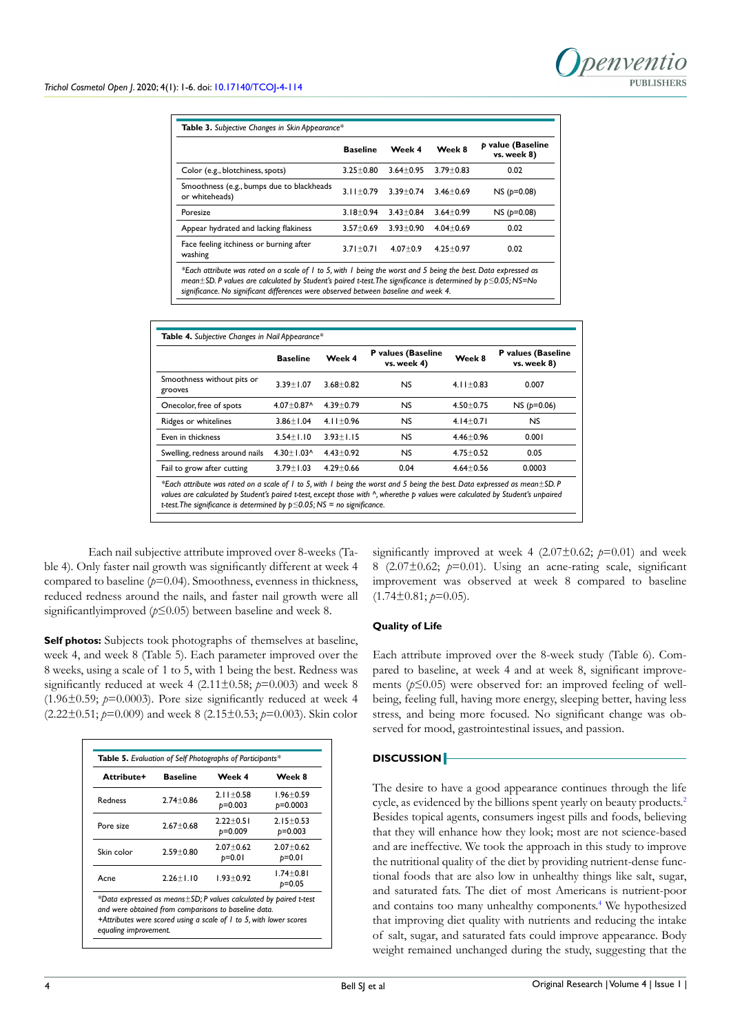**Table 3.** *Subjective Changes in Skin Appearance**

| | Baseline | Week 4 | Week 8 | *p* value (Baseline vs. week 8) |
|---|---|---|---|---|
| Color (e.g., blotchiness, spots) | 3.25±0.80 | 3.64±0.95 | 3.79±0.83 | 0.02 |
| Smoothness (e.g., bumps due to blackheads or whiteheads) | 3.11±0.79 | 3.39±0.74 | 3.46±0.69 | NS (*p*=0.08) |
| Poresize | 3.18±0.94 | 3.43±0.84 | 3.64±0.99 | NS (*p*=0.08) |
| Appear hydrated and lacking flakiness | 3.57±0.69 | 3.93±0.90 | 4.04±0.69 | 0.02 |
| Face feeling itchiness or burning after washing | 3.71±0.71 | 4.07±0.9 | 4.25±0.97 | 0.02 |

*\*Each attribute was rated on a scale of 1 to 5, with 1 being the worst and 5 being the best. Data expressed as mean±SD. P values are calculated by Student's paired t-test. The significance is determined by p≤0.05; NS=No significance. No significant differences were observed between baseline and week 4.*

**Table 4.** *Subjective Changes in Nail Appearance**

| | Baseline | Week 4 | P values (Baseline vs. week 4) | Week 8 | P values (Baseline vs. week 8) |
|---|---|---|---|---|---|
| Smoothness without pits or grooves | 3.39±1.07 | 3.68±0.82 | NS | 4.11±0.83 | 0.007 |
| Onecolor, free of spots | 4.07±0.87^ | 4.39±0.79 | NS | 4.50±0.75 | NS (*p*=0.06) |
| Ridges or whitelines | 3.86±1.04 | 4.11±0.96 | NS | 4.14±0.71 | NS |
| Even in thickness | 3.54±1.10 | 3.93±1.15 | NS | 4.46±0.96 | 0.001 |
| Swelling, redness around nails | 4.30±1.03^ | 4.43±0.92 | NS | 4.75±0.52 | 0.05 |
| Fail to grow after cutting | 3.79±1.03 | 4.29±0.66 | 0.04 | 4.64±0.56 | 0.0003 |

*\*Each attribute was rated on a scale of 1 to 5, with 1 being the worst and 5 being the best. Data expressed as mean±SD. P values are calculated by Student's paired t-test, except those with ^, wherethe p values were calculated by Student's unpaired t-test. The significance is determined by p≤0.05; NS = no significance.*

Each nail subjective attribute improved over 8-weeks (Table 4). Only faster nail growth was significantly different at week 4 compared to baseline ($p$=0.04). Smoothness, evenness in thickness, reduced redness around the nails, and faster nail growth were all significantlyimproved ($p$≤0.05) between baseline and week 8.

**Self photos:** Subjects took photographs of themselves at baseline, week 4, and week 8 (Table 5). Each parameter improved over the 8 weeks, using a scale of 1 to 5, with 1 being the best. Redness was significantly reduced at week 4 (2.11±0.58; $p$=0.003) and week 8 (1.96±0.59; $p$=0.0003). Pore size significantly reduced at week 4 (2.22±0.51; $p$=0.009) and week 8 (2.15±0.53; $p$=0.003). Skin color significantly improved at week 4 (2.07±0.62; $p$=0.01) and week 8 (2.07±0.62; $p$=0.01). Using an acne-rating scale, significant improvement was observed at week 8 compared to baseline (1.74±0.81; $p$=0.05).

**Table 5.** *Evaluation of Self Photographs of Participants**

| Attribute+ | Baseline | Week 4 | Week 8 |
|---|---|---|---|
| Redness | 2.74±0.86 | 2.11±0.58 *p*=0.003 | 1.96±0.59 *p*=0.0003 |
| Pore size | 2.67±0.68 | 2.22±0.51 *p*=0.009 | 2.15±0.53 *p*=0.003 |
| Skin color | 2.59±0.80 | 2.07±0.62 *p*=0.01 | 2.07±0.62 *p*=0.01 |
| Acne | 2.26±1.10 | 1.93±0.92 | 1.74±0.81 *p*=0.05 |

*\*Data expressed as means±SD; P values calculated by paired t-test and were obtained from comparisons to baseline data.*
*+Attributes were scored using a scale of 1 to 5, with lower scores equaling improvement.*

### Quality of Life

Each attribute improved over the 8-week study (Table 6). Compared to baseline, at week 4 and at week 8, significant improvements ($p$≤0.05) were observed for: an improved feeling of well-being, feeling full, having more energy, sleeping better, having less stress, and being more focused. No significant change was observed for mood, gastrointestinal issues, and passion.

## DISCUSSION

The desire to have a good appearance continues through the life cycle, as evidenced by the billions spent yearly on beauty products.[2] Besides topical agents, consumers ingest pills and foods, believing that they will enhance how they look; most are not science-based and are ineffective. We took the approach in this study to improve the nutritional quality of the diet by providing nutrient-dense functional foods that are also low in unhealthy things like salt, sugar, and saturated fats. The diet of most Americans is nutrient-poor and contains too many unhealthy components.[4] We hypothesized that improving diet quality with nutrients and reducing the intake of salt, sugar, and saturated fats could improve appearance. Body weight remained unchanged during the study, suggesting that the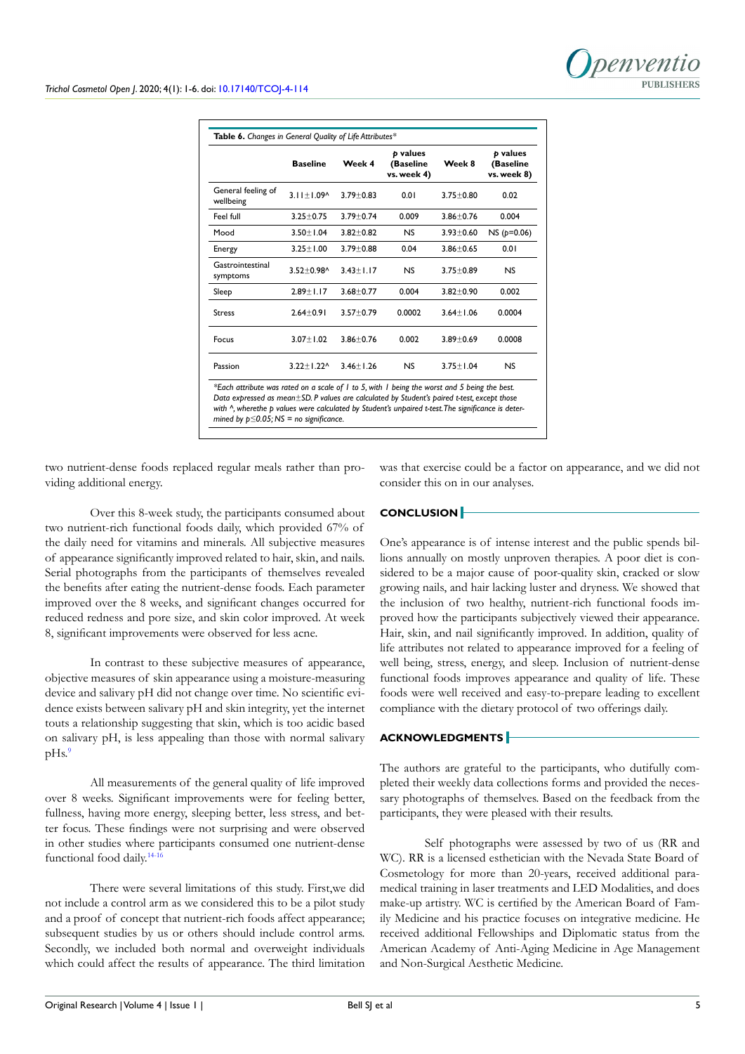**Table 6.** *Changes in General Quality of Life Attributes**

| | Baseline | Week 4 | *p* values (Baseline vs. week 4) | Week 8 | *p* values (Baseline vs. week 8) |
|---|---|---|---|---|---|
| General feeling of wellbeing | 3.11±1.09^ | 3.79±0.83 | 0.01 | 3.75±0.80 | 0.02 |
| Feel full | 3.25±0.75 | 3.79±0.74 | 0.009 | 3.86±0.76 | 0.004 |
| Mood | 3.50±1.04 | 3.82±0.82 | NS | 3.93±0.60 | NS (*p*=0.06) |
| Energy | 3.25±1.00 | 3.79±0.88 | 0.04 | 3.86±0.65 | 0.01 |
| Gastrointestinal symptoms | 3.52±0.98^ | 3.43±1.17 | NS | 3.75±0.89 | NS |
| Sleep | 2.89±1.17 | 3.68±0.77 | 0.004 | 3.82±0.90 | 0.002 |
| Stress | 2.64±0.91 | 3.57±0.79 | 0.0002 | 3.64±1.06 | 0.0004 |
| Focus | 3.07±1.02 | 3.86±0.76 | 0.002 | 3.89±0.69 | 0.0008 |
| Passion | 3.22±1.22^ | 3.46±1.26 | NS | 3.75±1.04 | NS |

**Each attribute was rated on a scale of 1 to 5, with 1 being the worst and 5 being the best. Data expressed as mean±SD. P values are calculated by Student's paired t-test, except those with ^, wherethe p values were calculated by Student's unpaired t-test. The significance is determined by p≤0.05; NS = no significance.*

two nutrient-dense foods replaced regular meals rather than providing additional energy.

Over this 8-week study, the participants consumed about two nutrient-rich functional foods daily, which provided 67% of the daily need for vitamins and minerals. All subjective measures of appearance significantly improved related to hair, skin, and nails. Serial photographs from the participants of themselves revealed the benefits after eating the nutrient-dense foods. Each parameter improved over the 8 weeks, and significant changes occurred for reduced redness and pore size, and skin color improved. At week 8, significant improvements were observed for less acne.

In contrast to these subjective measures of appearance, objective measures of skin appearance using a moisture-measuring device and salivary pH did not change over time. No scientific evidence exists between salivary pH and skin integrity, yet the internet touts a relationship suggesting that skin, which is too acidic based on salivary pH, is less appealing than those with normal salivary pHs.[9]

All measurements of the general quality of life improved over 8 weeks. Significant improvements were for feeling better, fullness, having more energy, sleeping better, less stress, and better focus. These findings were not surprising and were observed in other studies where participants consumed one nutrient-dense functional food daily.[14-16]

There were several limitations of this study. First,we did not include a control arm as we considered this to be a pilot study and a proof of concept that nutrient-rich foods affect appearance; subsequent studies by us or others should include control arms. Secondly, we included both normal and overweight individuals which could affect the results of appearance. The third limitation was that exercise could be a factor on appearance, and we did not consider this on in our analyses.

## CONCLUSION

One's appearance is of intense interest and the public spends billions annually on mostly unproven therapies. A poor diet is considered to be a major cause of poor-quality skin, cracked or slow growing nails, and hair lacking luster and dryness. We showed that the inclusion of two healthy, nutrient-rich functional foods improved how the participants subjectively viewed their appearance. Hair, skin, and nail significantly improved. In addition, quality of life attributes not related to appearance improved for a feeling of well being, stress, energy, and sleep. Inclusion of nutrient-dense functional foods improves appearance and quality of life. These foods were well received and easy-to-prepare leading to excellent compliance with the dietary protocol of two offerings daily.

## ACKNOWLEDGMENTS

The authors are grateful to the participants, who dutifully completed their weekly data collections forms and provided the necessary photographs of themselves. Based on the feedback from the participants, they were pleased with their results.

Self photographs were assessed by two of us (RR and WC). RR is a licensed esthetician with the Nevada State Board of Cosmetology for more than 20-years, received additional paramedical training in laser treatments and LED Modalities, and does make-up artistry. WC is certified by the American Board of Family Medicine and his practice focuses on integrative medicine. He received additional Fellowships and Diplomatic status from the American Academy of Anti-Aging Medicine in Age Management and Non-Surgical Aesthetic Medicine.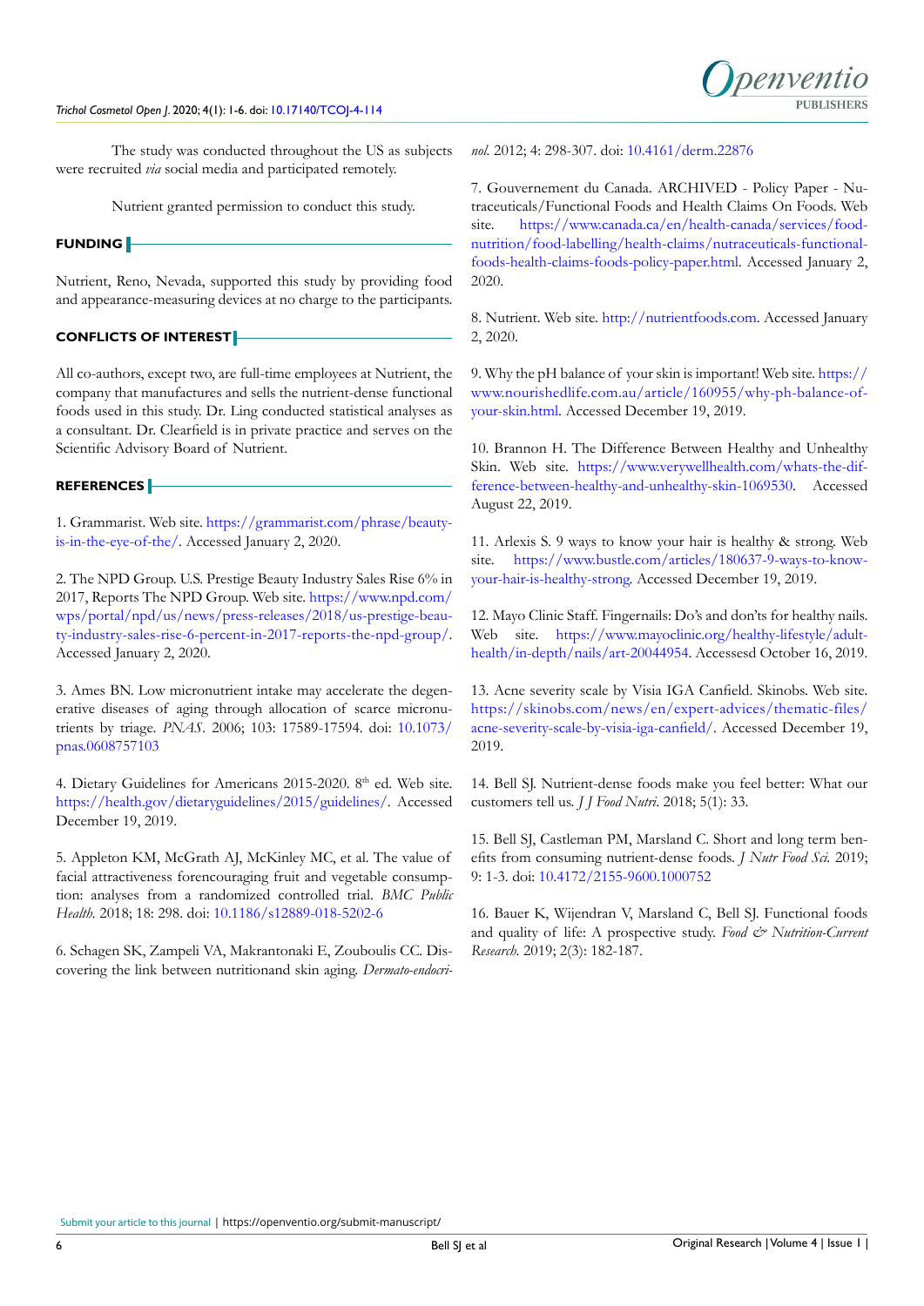The study was conducted throughout the US as subjects were recruited *via* social media and participated remotely.

Nutrient granted permission to conduct this study.

## FUNDING

Nutrient, Reno, Nevada, supported this study by providing food and appearance-measuring devices at no charge to the participants.

## CONFLICTS OF INTEREST

All co-authors, except two, are full-time employees at Nutrient, the company that manufactures and sells the nutrient-dense functional foods used in this study. Dr. Ling conducted statistical analyses as a consultant. Dr. Clearfield is in private practice and serves on the Scientific Advisory Board of Nutrient.

## REFERENCES

1. Grammarist. Web site. https://grammarist.com/phrase/beauty-is-in-the-eye-of-the/. Accessed January 2, 2020.

2. The NPD Group. U.S. Prestige Beauty Industry Sales Rise 6% in 2017, Reports The NPD Group. Web site. https://www.npd.com/wps/portal/npd/us/news/press-releases/2018/us-prestige-beauty-industry-sales-rise-6-percent-in-2017-reports-the-npd-group/. Accessed January 2, 2020.

3. Ames BN. Low micronutrient intake may accelerate the degenerative diseases of aging through allocation of scarce micronutrients by triage. *PNAS*. 2006; 103: 17589-17594. doi: 10.1073/pnas.0608757103

4. Dietary Guidelines for Americans 2015-2020. 8th ed. Web site. https://health.gov/dietaryguidelines/2015/guidelines/. Accessed December 19, 2019.

5. Appleton KM, McGrath AJ, McKinley MC, et al. The value of facial attractiveness forencouraging fruit and vegetable consumption: analyses from a randomized controlled trial. *BMC Public Health*. 2018; 18: 298. doi: 10.1186/s12889-018-5202-6

6. Schagen SK, Zampeli VA, Makrantonaki E, Zouboulis CC. Discovering the link between nutritionand skin aging. *Dermato-endocrinol.* 2012; 4: 298-307. doi: 10.4161/derm.22876

7. Gouvernement du Canada. ARCHIVED - Policy Paper - Nutraceuticals/Functional Foods and Health Claims On Foods. Web site. https://www.canada.ca/en/health-canada/services/food-nutrition/food-labelling/health-claims/nutraceuticals-functional-foods-health-claims-foods-policy-paper.html. Accessed January 2, 2020.

8. Nutrient. Web site. http://nutrientfoods.com. Accessed January 2, 2020.

9. Why the pH balance of your skin is important! Web site. https://www.nourishedlife.com.au/article/160955/why-ph-balance-of-your-skin.html. Accessed December 19, 2019.

10. Brannon H. The Difference Between Healthy and Unhealthy Skin. Web site. https://www.verywellhealth.com/whats-the-difference-between-healthy-and-unhealthy-skin-1069530. Accessed August 22, 2019.

11. Arlexis S. 9 ways to know your hair is healthy & strong. Web site. https://www.bustle.com/articles/180637-9-ways-to-know-your-hair-is-healthy-strong. Accessed December 19, 2019.

12. Mayo Clinic Staff. Fingernails: Do's and don'ts for healthy nails. Web site. https://www.mayoclinic.org/healthy-lifestyle/adult-health/in-depth/nails/art-20044954. Accessesd October 16, 2019.

13. Acne severity scale by Visia IGA Canfield. Skinobs. Web site. https://skinobs.com/news/en/expert-advices/thematic-files/acne-severity-scale-by-visia-iga-canfield/. Accessed December 19, 2019.

14. Bell SJ. Nutrient-dense foods make you feel better: What our customers tell us. *J J Food Nutri*. 2018; 5(1): 33.

15. Bell SJ, Castleman PM, Marsland C. Short and long term benefits from consuming nutrient-dense foods. *J Nutr Food Sci.* 2019; 9: 1-3. doi: 10.4172/2155-9600.1000752

16. Bauer K, Wijendran V, Marsland C, Bell SJ. Functional foods and quality of life: A prospective study. *Food & Nutrition-Current Research.* 2019; 2(3): 182-187.